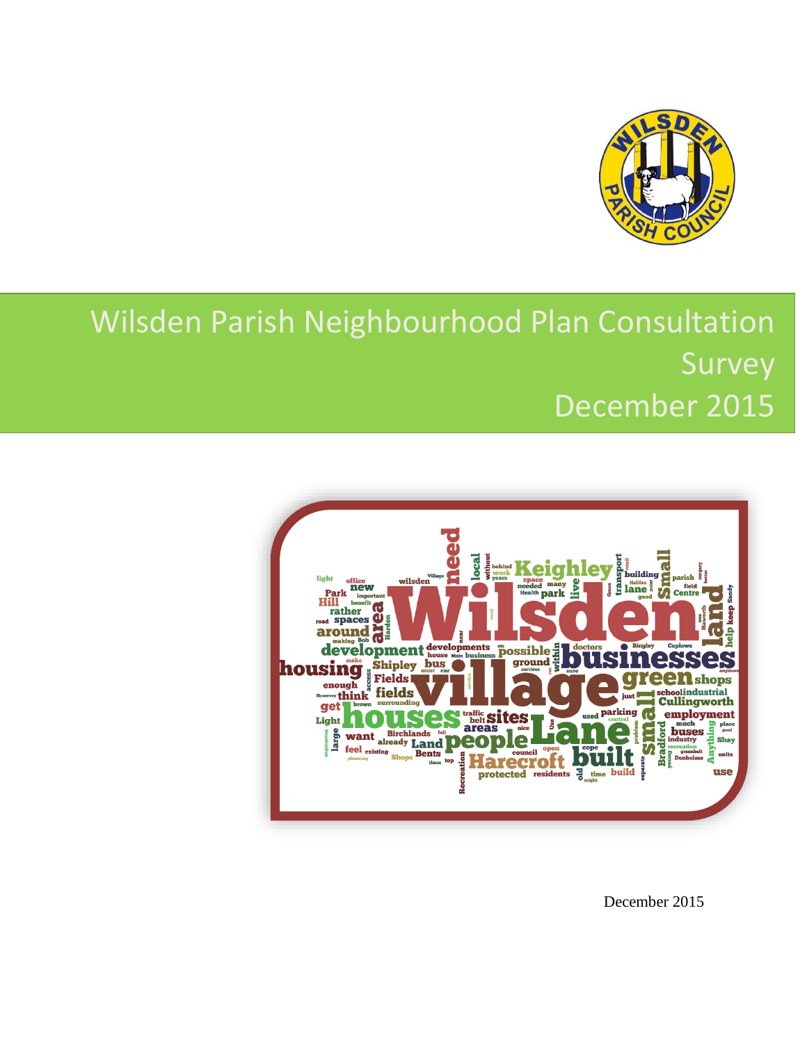# Wilsden Parish Neighbourhood Plan Consultation Survey December 2015

December 2015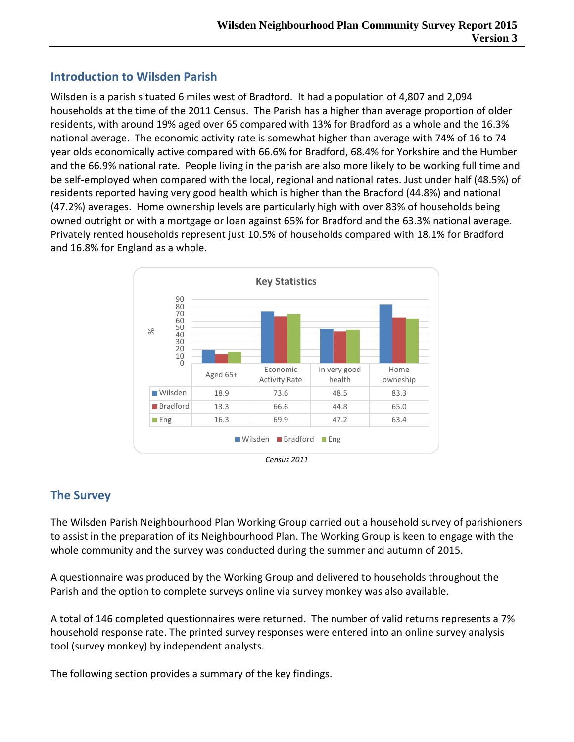## Introduction to Wilsden Parish

Wilsden is a parish situated 6 miles west of Bradford. It had a population of 4,807 and 2,094 households at the time of the 2011 Census. The Parish has a higher than average proportion of older residents, with around 19% aged over 65 compared with 13% for Bradford as a whole and the 16.3% national average. The economic activity rate is somewhat higher than average with 74% of 16 to 74 year olds economically active compared with 66.6% for Bradford, 68.4% for Yorkshire and the Humber and the 66.9% national rate. People living in the parish are also more likely to be working full time and be self-employed when compared with the local, regional and national rates. Just under half (48.5%) of residents reported having very good health which is higher than the Bradford (44.8%) and national (47.2%) averages. Home ownership levels are particularly high with over 83% of households being owned outright or with a mortgage or loan against 65% for Bradford and the 63.3% national average. Privately rented households represent just 10.5% of households compared with 18.1% for Bradford and 16.8% for England as a whole.

**Key Statistics**

| | Aged 65+ | Economic Activity Rate | in very good health | Home owneship |
|---|---|---|---|---|
| Wilsden | 18.9 | 73.6 | 48.5 | 83.3 |
| Bradford | 13.3 | 66.6 | 44.8 | 65.0 |
| Eng | 16.3 | 69.9 | 47.2 | 63.4 |

*Census 2011*

## The Survey

The Wilsden Parish Neighbourhood Plan Working Group carried out a household survey of parishioners to assist in the preparation of its Neighbourhood Plan. The Working Group is keen to engage with the whole community and the survey was conducted during the summer and autumn of 2015.

A questionnaire was produced by the Working Group and delivered to households throughout the Parish and the option to complete surveys online via survey monkey was also available.

A total of 146 completed questionnaires were returned. The number of valid returns represents a 7% household response rate. The printed survey responses were entered into an online survey analysis tool (survey monkey) by independent analysts.

The following section provides a summary of the key findings.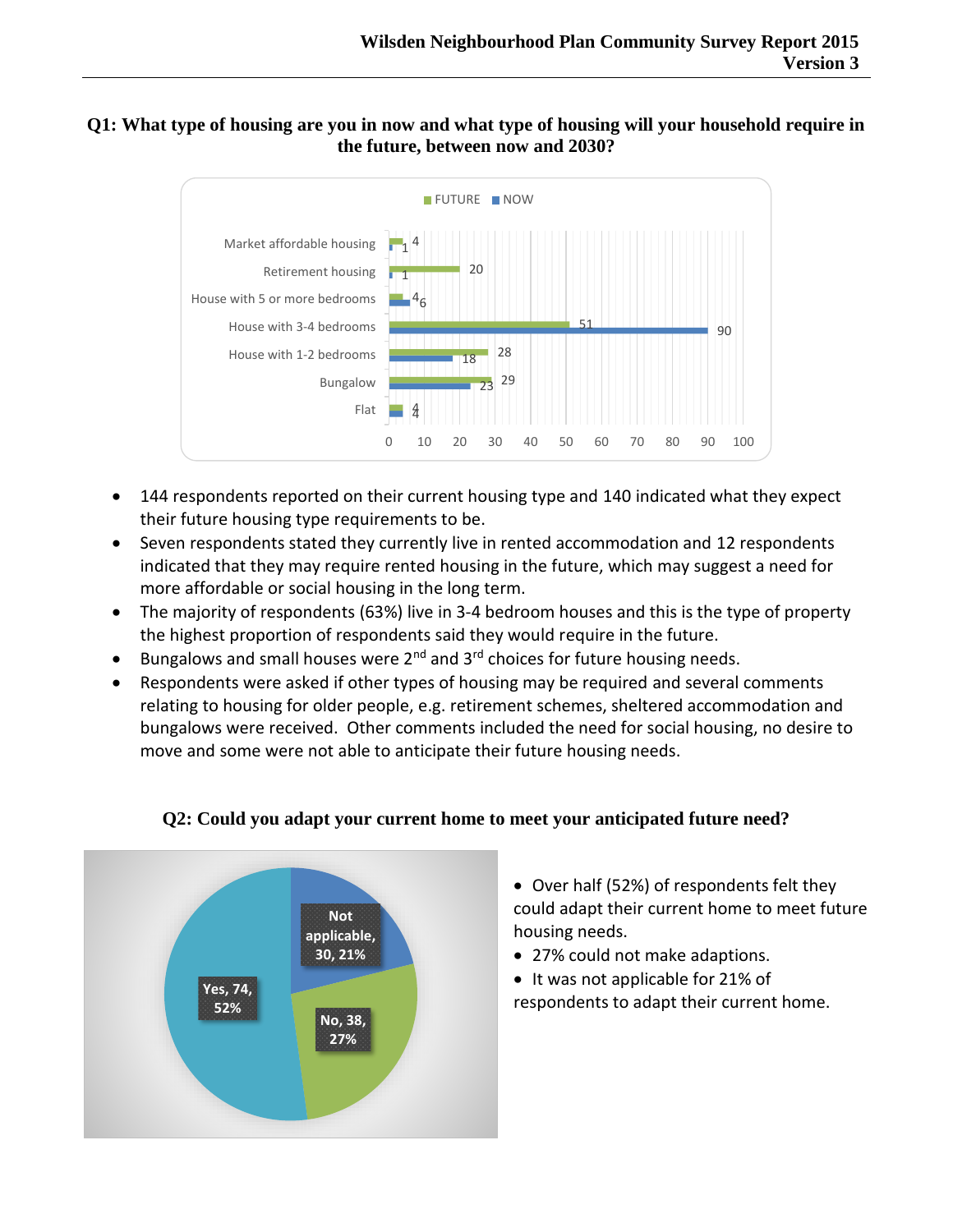## Q1: What type of housing are you in now and what type of housing will your household require in the future, between now and 2030?

| Housing type | FUTURE | NOW |
|---|---|---|
| Market affordable housing | 4 | 1 |
| Retirement housing | 20 | 1 |
| House with 5 or more bedrooms | 4 | 6 |
| House with 3-4 bedrooms | 51 | 90 |
| House with 1-2 bedrooms | 28 | 18 |
| Bungalow | 29 | 23 |
| Flat | 4 | 4 |

- 144 respondents reported on their current housing type and 140 indicated what they expect their future housing type requirements to be.
- Seven respondents stated they currently live in rented accommodation and 12 respondents indicated that they may require rented housing in the future, which may suggest a need for more affordable or social housing in the long term.
- The majority of respondents (63%) live in 3-4 bedroom houses and this is the type of property the highest proportion of respondents said they would require in the future.
- Bungalows and small houses were 2nd and 3rd choices for future housing needs.
- Respondents were asked if other types of housing may be required and several comments relating to housing for older people, e.g. retirement schemes, sheltered accommodation and bungalows were received. Other comments included the need for social housing, no desire to move and some were not able to anticipate their future housing needs.

## Q2: Could you adapt your current home to meet your anticipated future need?

| Response | Count | % |
|---|---|---|
| Yes | 74 | 52% |
| No | 38 | 27% |
| Not applicable | 30 | 21% |

- Over half (52%) of respondents felt they could adapt their current home to meet future housing needs.
- 27% could not make adaptions.
- It was not applicable for 21% of respondents to adapt their current home.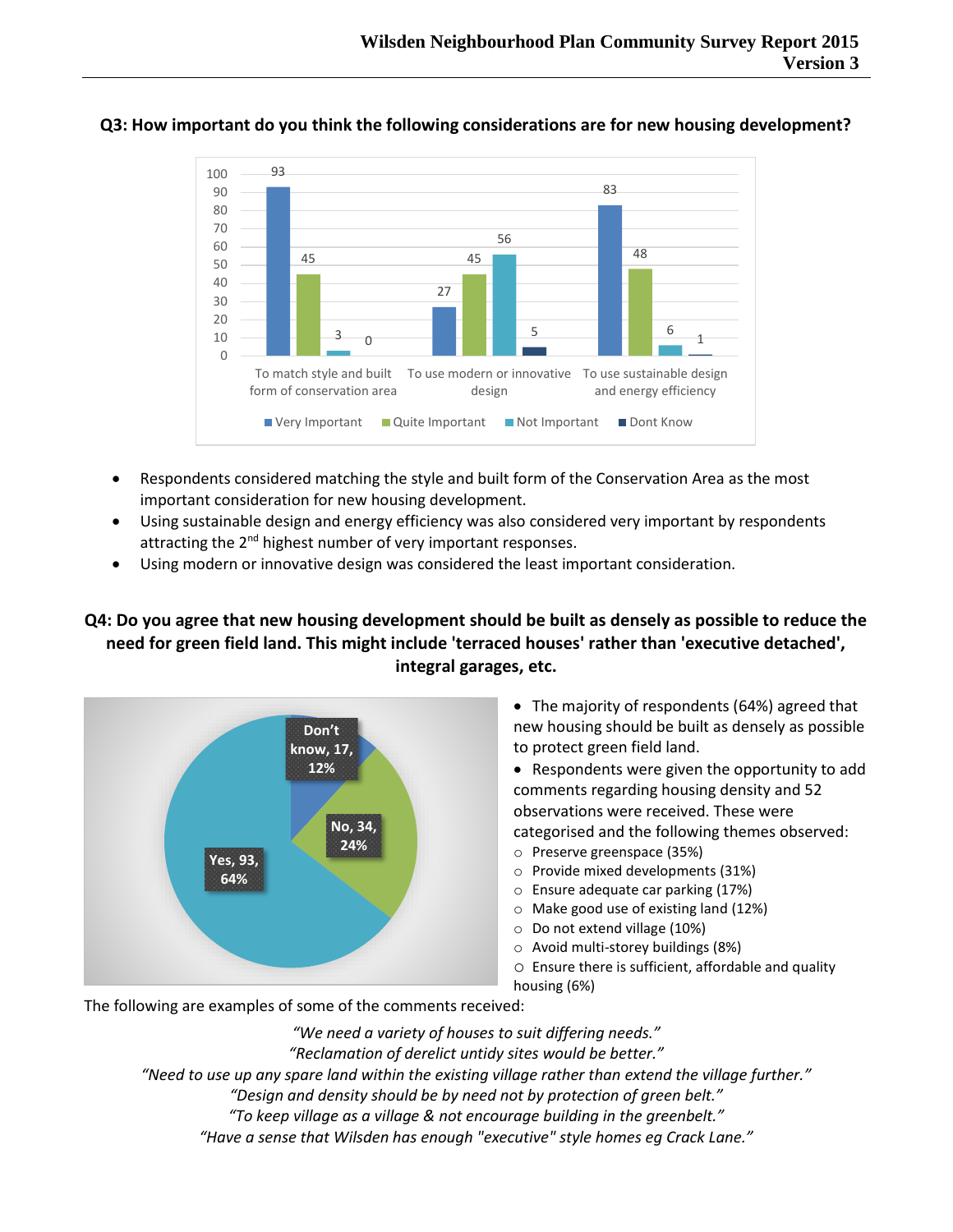## Q3: How important do you think the following considerations are for new housing development?

| | Very Important | Quite Important | Not Important | Dont Know |
|---|---|---|---|---|
| To match style and built form of conservation area | 93 | 45 | 3 | 0 |
| To use modern or innovative design | 27 | 45 | 56 | 5 |
| To use sustainable design and energy efficiency | 83 | 48 | 6 | 1 |

- Respondents considered matching the style and built form of the Conservation Area as the most important consideration for new housing development.
- Using sustainable design and energy efficiency was also considered very important by respondents attracting the 2nd highest number of very important responses.
- Using modern or innovative design was considered the least important consideration.

## Q4: Do you agree that new housing development should be built as densely as possible to reduce the need for green field land. This might include 'terraced houses' rather than 'executive detached', integral garages, etc.

| Response | Count | % |
|---|---|---|
| Yes | 93 | 64% |
| No | 34 | 24% |
| Don't know | 17 | 12% |

- The majority of respondents (64%) agreed that new housing should be built as densely as possible to protect green field land.
- Respondents were given the opportunity to add comments regarding housing density and 52 observations were received. These were categorised and the following themes observed:
  - Preserve greenspace (35%)
  - Provide mixed developments (31%)
  - Ensure adequate car parking (17%)
  - Make good use of existing land (12%)
  - Do not extend village (10%)
  - Avoid multi-storey buildings (8%)
  - Ensure there is sufficient, affordable and quality housing (6%)

The following are examples of some of the comments received:

*"We need a variety of houses to suit differing needs."*
*"Reclamation of derelict untidy sites would be better."*
*"Need to use up any spare land within the existing village rather than extend the village further."*
*"Design and density should be by need not by protection of green belt."*
*"To keep village as a village & not encourage building in the greenbelt."*
*"Have a sense that Wilsden has enough "executive" style homes eg Crack Lane."*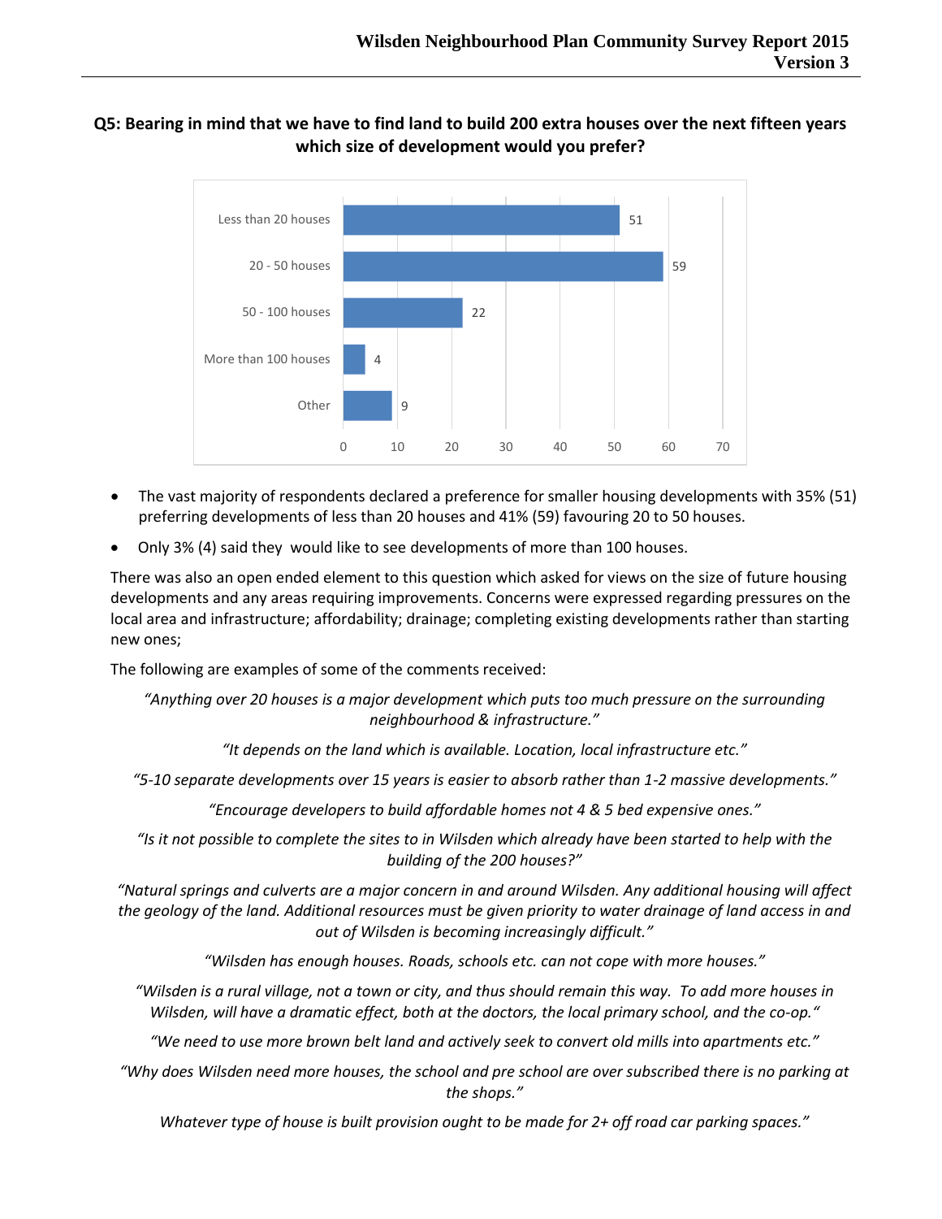## Q5: Bearing in mind that we have to find land to build 200 extra houses over the next fifteen years which size of development would you prefer?

| Response | Count |
|---|---|
| Less than 20 houses | 51 |
| 20 - 50 houses | 59 |
| 50 - 100 houses | 22 |
| More than 100 houses | 4 |
| Other | 9 |

- The vast majority of respondents declared a preference for smaller housing developments with 35% (51) preferring developments of less than 20 houses and 41% (59) favouring 20 to 50 houses.
- Only 3% (4) said they would like to see developments of more than 100 houses.

There was also an open ended element to this question which asked for views on the size of future housing developments and any areas requiring improvements. Concerns were expressed regarding pressures on the local area and infrastructure; affordability; drainage; completing existing developments rather than starting new ones;

The following are examples of some of the comments received:

*"Anything over 20 houses is a major development which puts too much pressure on the surrounding neighbourhood & infrastructure."*

*"It depends on the land which is available. Location, local infrastructure etc."*

*"5-10 separate developments over 15 years is easier to absorb rather than 1-2 massive developments."*

*"Encourage developers to build affordable homes not 4 & 5 bed expensive ones."*

*"Is it not possible to complete the sites to in Wilsden which already have been started to help with the building of the 200 houses?"*

*"Natural springs and culverts are a major concern in and around Wilsden. Any additional housing will affect the geology of the land. Additional resources must be given priority to water drainage of land access in and out of Wilsden is becoming increasingly difficult."*

*"Wilsden has enough houses. Roads, schools etc. can not cope with more houses."*

*"Wilsden is a rural village, not a town or city, and thus should remain this way. To add more houses in Wilsden, will have a dramatic effect, both at the doctors, the local primary school, and the co-op."*

*"We need to use more brown belt land and actively seek to convert old mills into apartments etc."*

*"Why does Wilsden need more houses, the school and pre school are over subscribed there is no parking at the shops."*

*Whatever type of house is built provision ought to be made for 2+ off road car parking spaces."*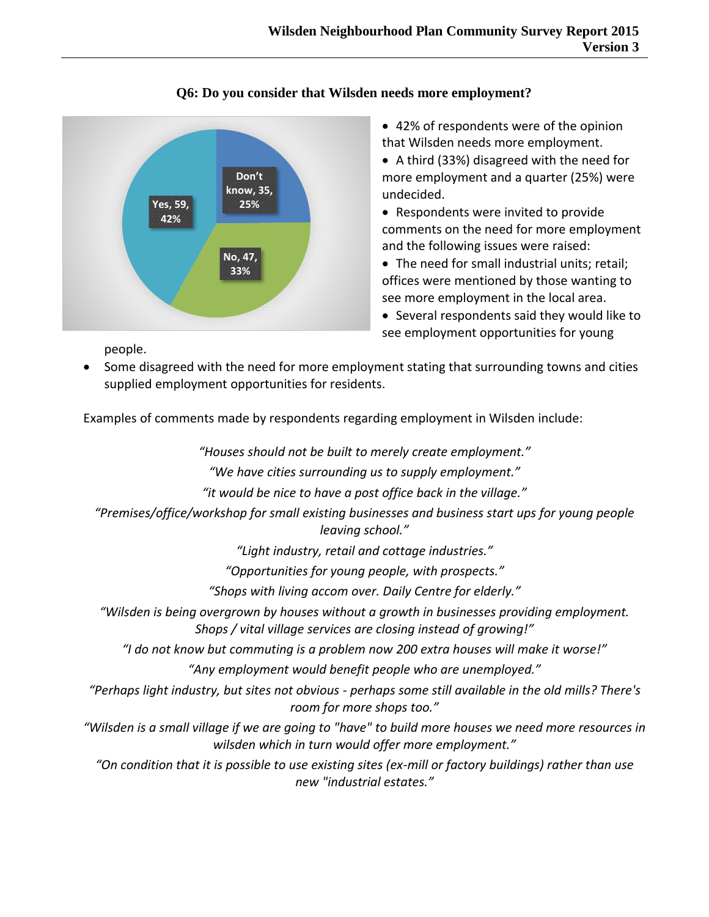### Q6: Do you consider that Wilsden needs more employment?

- 42% of respondents were of the opinion that Wilsden needs more employment.
- A third (33%) disagreed with the need for more employment and a quarter (25%) were undecided.
- Respondents were invited to provide comments on the need for more employment and the following issues were raised:
- The need for small industrial units; retail; offices were mentioned by those wanting to see more employment in the local area.
- Several respondents said they would like to see employment opportunities for young people.
- Some disagreed with the need for more employment stating that surrounding towns and cities supplied employment opportunities for residents.

Examples of comments made by respondents regarding employment in Wilsden include:

*"Houses should not be built to merely create employment."*

*"We have cities surrounding us to supply employment."*

*"it would be nice to have a post office back in the village."*

*"Premises/office/workshop for small existing businesses and business start ups for young people leaving school."*

*"Light industry, retail and cottage industries."*

*"Opportunities for young people, with prospects."*

*"Shops with living accom over. Daily Centre for elderly."*

*"Wilsden is being overgrown by houses without a growth in businesses providing employment. Shops / vital village services are closing instead of growing!"*

*"I do not know but commuting is a problem now 200 extra houses will make it worse!"*

*"Any employment would benefit people who are unemployed."*

*"Perhaps light industry, but sites not obvious - perhaps some still available in the old mills? There's room for more shops too."*

*"Wilsden is a small village if we are going to "have" to build more houses we need more resources in wilsden which in turn would offer more employment."*

*"On condition that it is possible to use existing sites (ex-mill or factory buildings) rather than use new "industrial estates."*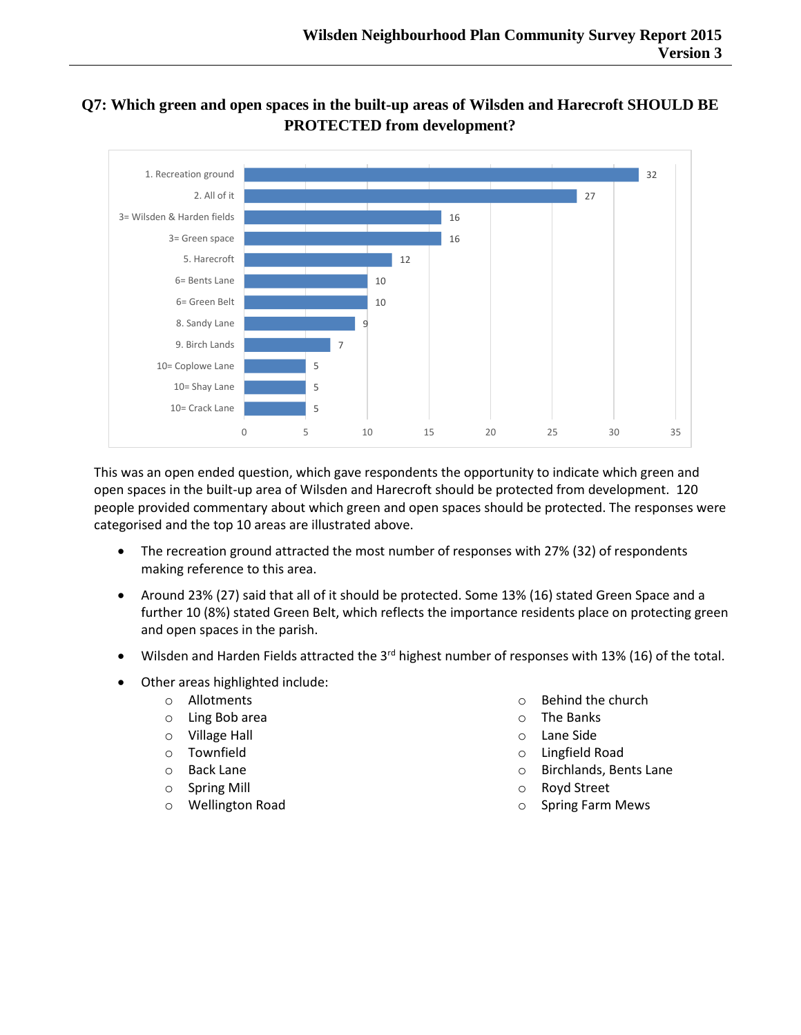## Q7: Which green and open spaces in the built-up areas of Wilsden and Harecroft SHOULD BE PROTECTED from development?

| Area | Responses |
|---|---|
| 1. Recreation ground | 32 |
| 2. All of it | 27 |
| 3= Wilsden & Harden fields | 16 |
| 3= Green space | 16 |
| 5. Harecroft | 12 |
| 6= Bents Lane | 10 |
| 6= Green Belt | 10 |
| 8. Sandy Lane | 9 |
| 9. Birch Lands | 7 |
| 10= Coplowe Lane | 5 |
| 10= Shay Lane | 5 |
| 10= Crack Lane | 5 |

This was an open ended question, which gave respondents the opportunity to indicate which green and open spaces in the built-up area of Wilsden and Harecroft should be protected from development. 120 people provided commentary about which green and open spaces should be protected. The responses were categorised and the top 10 areas are illustrated above.

- The recreation ground attracted the most number of responses with 27% (32) of respondents making reference to this area.
- Around 23% (27) said that all of it should be protected. Some 13% (16) stated Green Space and a further 10 (8%) stated Green Belt, which reflects the importance residents place on protecting green and open spaces in the parish.
- Wilsden and Harden Fields attracted the 3rd highest number of responses with 13% (16) of the total.
- Other areas highlighted include:
  - Allotments
  - Ling Bob area
  - Village Hall
  - Townfield
  - Back Lane
  - Spring Mill
  - Wellington Road
  - Behind the church
  - The Banks
  - Lane Side
  - Lingfield Road
  - Birchlands, Bents Lane
  - Royd Street
  - Spring Farm Mews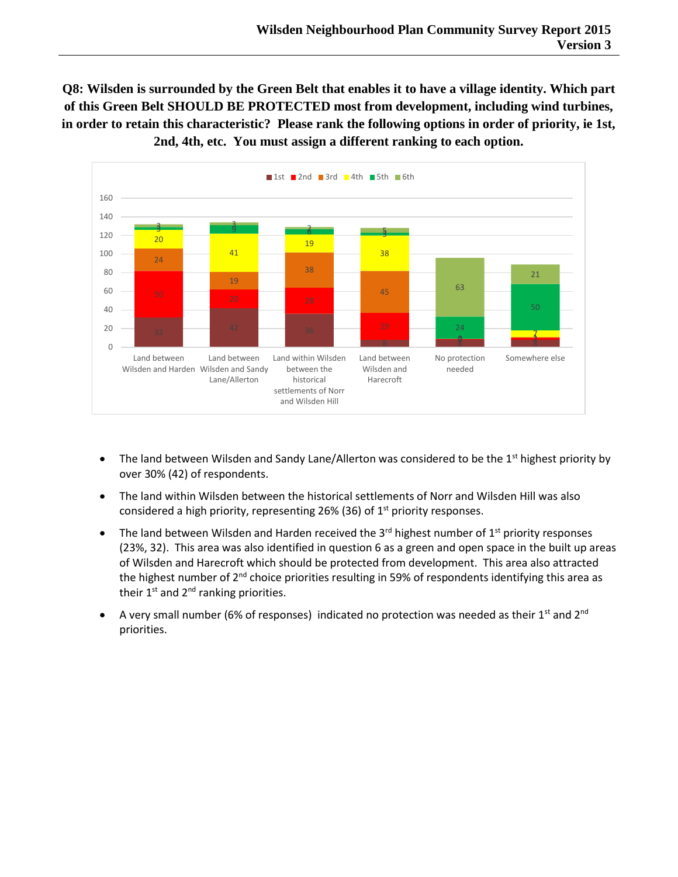**Q8: Wilsden is surrounded by the Green Belt that enables it to have a village identity. Which part of this Green Belt SHOULD BE PROTECTED most from development, including wind turbines, in order to retain this characteristic? Please rank the following options in order of priority, ie 1st, 2nd, 4th, etc. You must assign a different ranking to each option.**

- The land between Wilsden and Sandy Lane/Allerton was considered to be the 1st highest priority by over 30% (42) of respondents.
- The land within Wilsden between the historical settlements of Norr and Wilsden Hill was also considered a high priority, representing 26% (36) of 1st priority responses.
- The land between Wilsden and Harden received the 3rd highest number of 1st priority responses (23%, 32). This area was also identified in question 6 as a green and open space in the built up areas of Wilsden and Harecroft which should be protected from development. This area also attracted the highest number of 2nd choice priorities resulting in 59% of respondents identifying this area as their 1st and 2nd ranking priorities.
- A very small number (6% of responses) indicated no protection was needed as their 1st and 2nd priorities.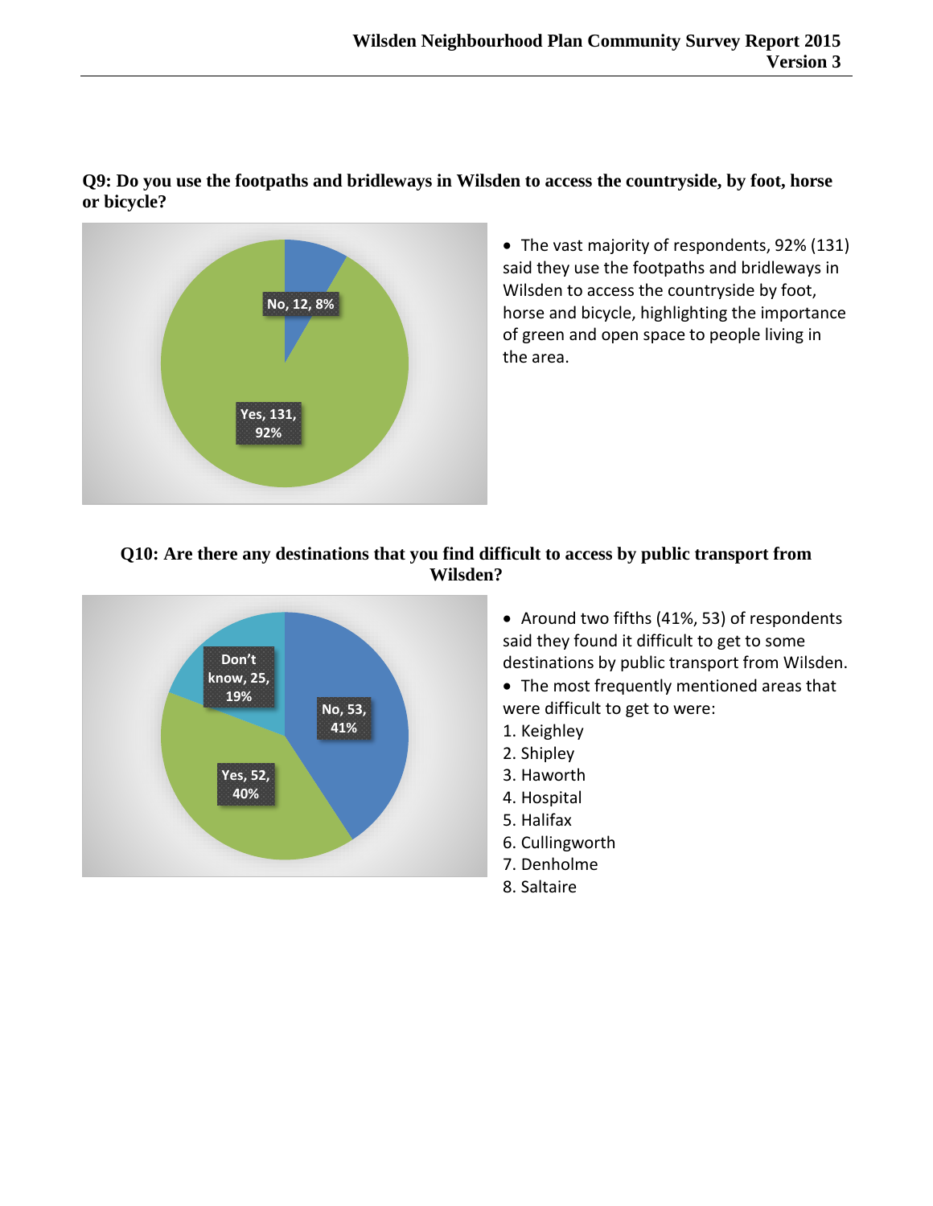**Q9: Do you use the footpaths and bridleways in Wilsden to access the countryside, by foot, horse or bicycle?**

No, 12, 8%

Yes, 131, 92%

- The vast majority of respondents, 92% (131) said they use the footpaths and bridleways in Wilsden to access the countryside by foot, horse and bicycle, highlighting the importance of green and open space to people living in the area.

**Q10: Are there any destinations that you find difficult to access by public transport from Wilsden?**

Don't know, 25, 19%

No, 53, 41%

Yes, 52, 40%

- Around two fifths (41%, 53) of respondents said they found it difficult to get to some destinations by public transport from Wilsden.
- The most frequently mentioned areas that were difficult to get to were:

1. Keighley
2. Shipley
3. Haworth
4. Hospital
5. Halifax
6. Cullingworth
7. Denholme
8. Saltaire